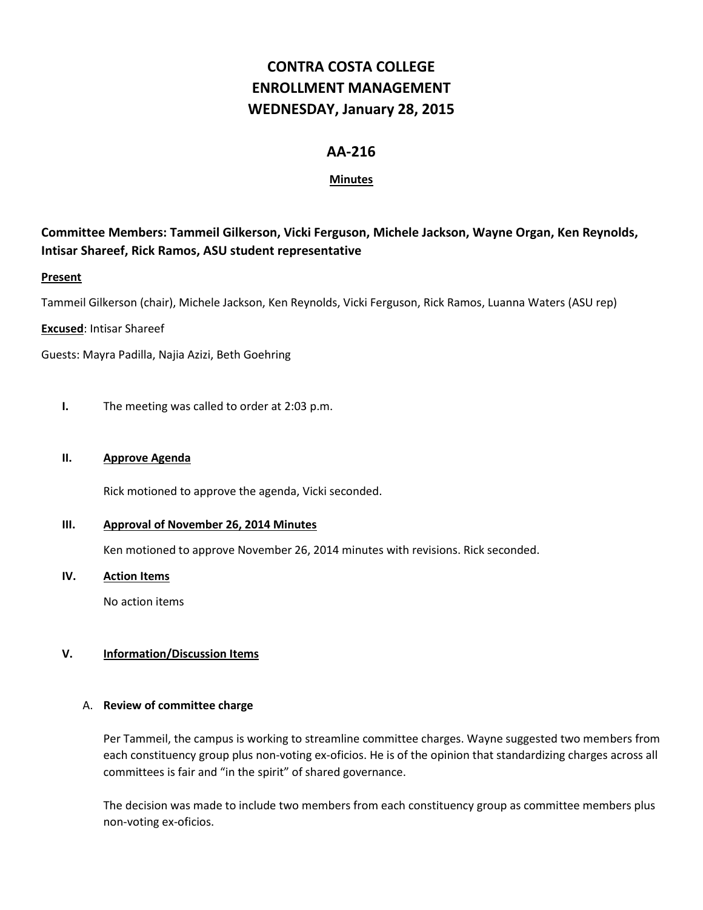# CONTRA COSTA COLLEGE
# ENROLLMENT MANAGEMENT
# WEDNESDAY, January 28, 2015

## AA-216

**Minutes**

### Committee Members: Tammeil Gilkerson, Vicki Ferguson, Michele Jackson, Wayne Organ, Ken Reynolds, Intisar Shareef, Rick Ramos, ASU student representative

**Present**

Tammeil Gilkerson (chair), Michele Jackson, Ken Reynolds, Vicki Ferguson, Rick Ramos, Luanna Waters (ASU rep)

**Excused**: Intisar Shareef

Guests: Mayra Padilla, Najia Azizi, Beth Goehring

**I.** The meeting was called to order at 2:03 p.m.

**II. Approve Agenda**

Rick motioned to approve the agenda, Vicki seconded.

**III. Approval of November 26, 2014 Minutes**

Ken motioned to approve November 26, 2014 minutes with revisions. Rick seconded.

**IV. Action Items**

No action items

**V. Information/Discussion Items**

A. **Review of committee charge**

Per Tammeil, the campus is working to streamline committee charges. Wayne suggested two members from each constituency group plus non-voting ex-oficios. He is of the opinion that standardizing charges across all committees is fair and "in the spirit" of shared governance.

The decision was made to include two members from each constituency group as committee members plus non-voting ex-oficios.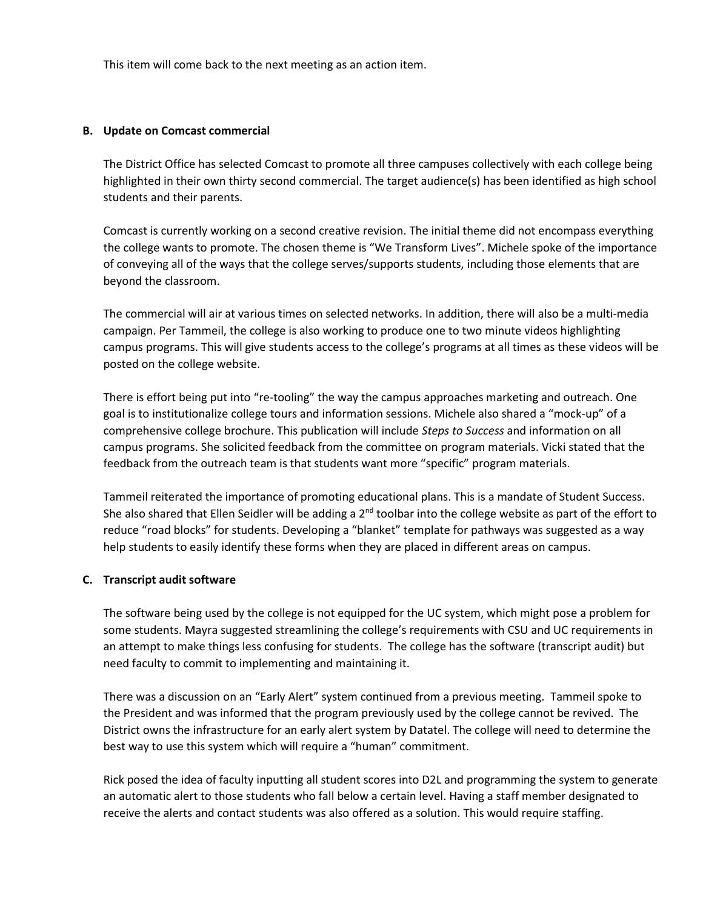This item will come back to the next meeting as an action item.

**B. Update on Comcast commercial**

The District Office has selected Comcast to promote all three campuses collectively with each college being highlighted in their own thirty second commercial. The target audience(s) has been identified as high school students and their parents.

Comcast is currently working on a second creative revision. The initial theme did not encompass everything the college wants to promote. The chosen theme is "We Transform Lives". Michele spoke of the importance of conveying all of the ways that the college serves/supports students, including those elements that are beyond the classroom.

The commercial will air at various times on selected networks. In addition, there will also be a multi-media campaign. Per Tammeil, the college is also working to produce one to two minute videos highlighting campus programs. This will give students access to the college's programs at all times as these videos will be posted on the college website.

There is effort being put into "re-tooling" the way the campus approaches marketing and outreach. One goal is to institutionalize college tours and information sessions. Michele also shared a "mock-up" of a comprehensive college brochure. This publication will include *Steps to Success* and information on all campus programs. She solicited feedback from the committee on program materials. Vicki stated that the feedback from the outreach team is that students want more "specific" program materials.

Tammeil reiterated the importance of promoting educational plans. This is a mandate of Student Success. She also shared that Ellen Seidler will be adding a 2nd toolbar into the college website as part of the effort to reduce "road blocks" for students. Developing a "blanket" template for pathways was suggested as a way help students to easily identify these forms when they are placed in different areas on campus.

**C. Transcript audit software**

The software being used by the college is not equipped for the UC system, which might pose a problem for some students. Mayra suggested streamlining the college's requirements with CSU and UC requirements in an attempt to make things less confusing for students. The college has the software (transcript audit) but need faculty to commit to implementing and maintaining it.

There was a discussion on an "Early Alert" system continued from a previous meeting. Tammeil spoke to the President and was informed that the program previously used by the college cannot be revived. The District owns the infrastructure for an early alert system by Datatel. The college will need to determine the best way to use this system which will require a "human" commitment.

Rick posed the idea of faculty inputting all student scores into D2L and programming the system to generate an automatic alert to those students who fall below a certain level. Having a staff member designated to receive the alerts and contact students was also offered as a solution. This would require staffing.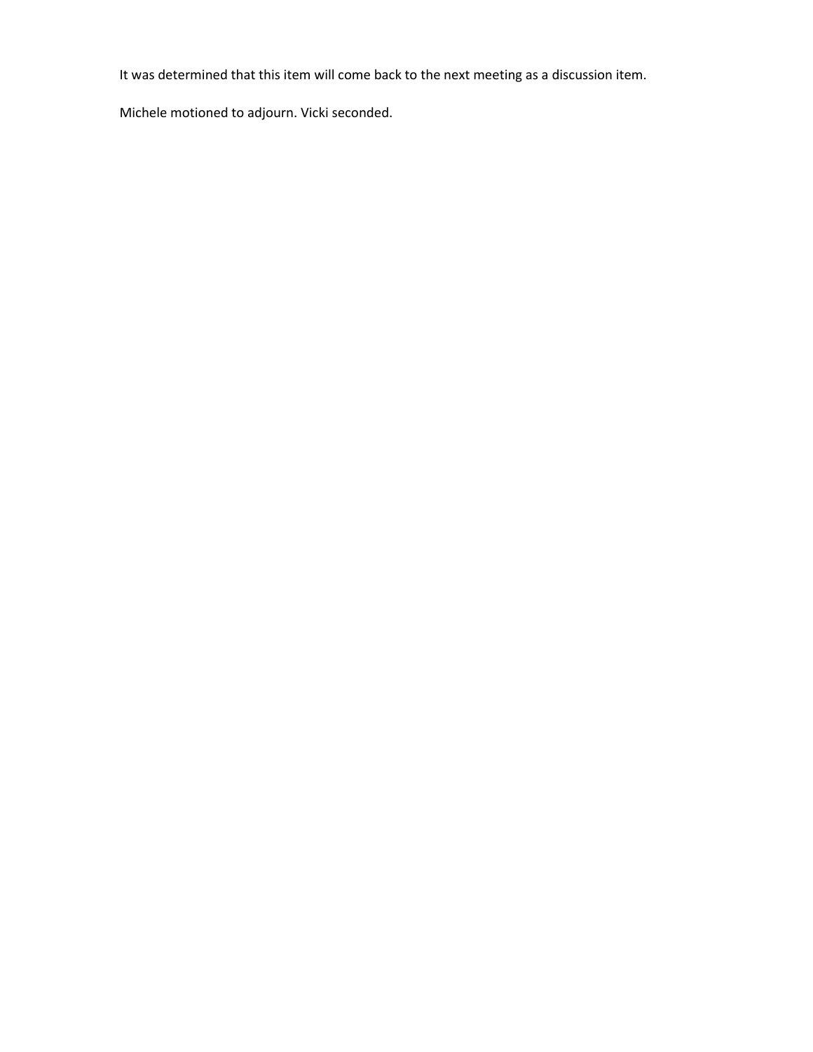It was determined that this item will come back to the next meeting as a discussion item.

Michele motioned to adjourn. Vicki seconded.